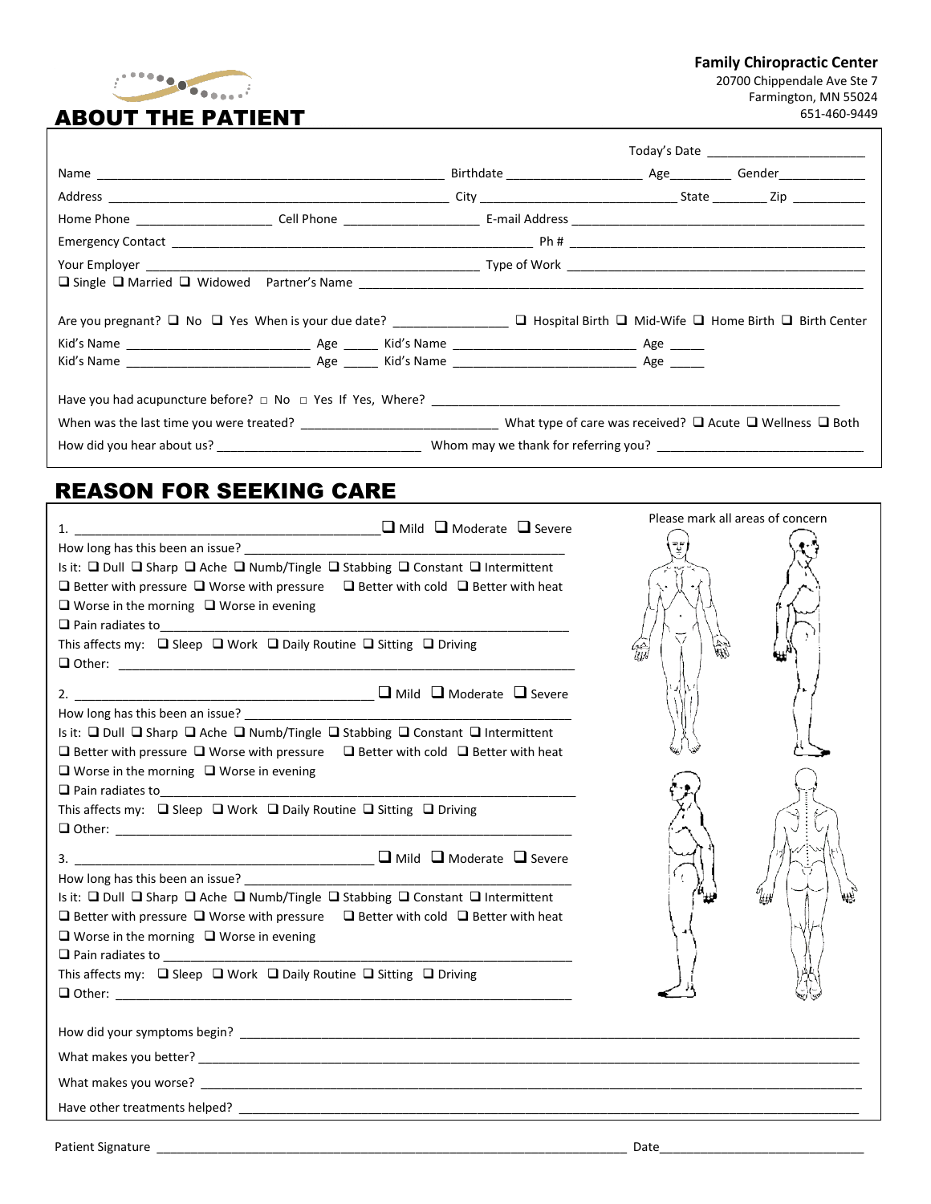**Family Chiropractic Center**
20700 Chippendale Ave Ste 7
Farmington, MN 55024
651-460-9449

# ABOUT THE PATIENT

Today's Date ______________________

Name ______________________ Birthdate ______________ Age ________ Gender ___________

Address ______________________ City ______________ State ________ Zip __________

Home Phone ______________ Cell Phone ______________ E-mail Address ______________________

Emergency Contact ______________________ Ph # ______________________

Your Employer ______________________ Type of Work ______________________

❑ Single ❑ Married ❑ Widowed Partner's Name ______________________

Are you pregnant? ❑ No ❑ Yes When is your due date? ______________ ❑ Hospital Birth ❑ Mid-Wife ❑ Home Birth ❑ Birth Center

Kid's Name ______________________ Age _____ Kid's Name ______________________ Age _____

Kid's Name ______________________ Age _____ Kid's Name ______________________ Age _____

Have you had acupuncture before? □ No □ Yes If Yes, Where? ______________________

When was the last time you were treated? ______________________ What type of care was received? ❑ Acute ❑ Wellness ❑ Both

How did you hear about us? ______________________ Whom may we thank for referring you? ______________________

# REASON FOR SEEKING CARE

Please mark all areas of concern

1. ______________________ ❑ Mild ❑ Moderate ❑ Severe

How long has this been an issue? ______________________

Is it: ❑ Dull ❑ Sharp ❑ Ache ❑ Numb/Tingle ❑ Stabbing ❑ Constant ❑ Intermittent

❑ Better with pressure ❑ Worse with pressure ❑ Better with cold ❑ Better with heat

❑ Worse in the morning ❑ Worse in evening

❑ Pain radiates to ______________________

This affects my: ❑ Sleep ❑ Work ❑ Daily Routine ❑ Sitting ❑ Driving

❑ Other: ______________________

2. ______________________ ❑ Mild ❑ Moderate ❑ Severe

How long has this been an issue? ______________________

Is it: ❑ Dull ❑ Sharp ❑ Ache ❑ Numb/Tingle ❑ Stabbing ❑ Constant ❑ Intermittent

❑ Better with pressure ❑ Worse with pressure ❑ Better with cold ❑ Better with heat

❑ Worse in the morning ❑ Worse in evening

❑ Pain radiates to ______________________

This affects my: ❑ Sleep ❑ Work ❑ Daily Routine ❑ Sitting ❑ Driving

❑ Other: ______________________

3. ______________________ ❑ Mild ❑ Moderate ❑ Severe

How long has this been an issue? ______________________

Is it: ❑ Dull ❑ Sharp ❑ Ache ❑ Numb/Tingle ❑ Stabbing ❑ Constant ❑ Intermittent

❑ Better with pressure ❑ Worse with pressure ❑ Better with cold ❑ Better with heat

❑ Worse in the morning ❑ Worse in evening

❑ Pain radiates to ______________________

This affects my: ❑ Sleep ❑ Work ❑ Daily Routine ❑ Sitting ❑ Driving

❑ Other: ______________________

How did your symptoms begin? ______________________

What makes you better? ______________________

What makes you worse? ______________________

Have other treatments helped? ______________________

Patient Signature ______________________ Date ______________________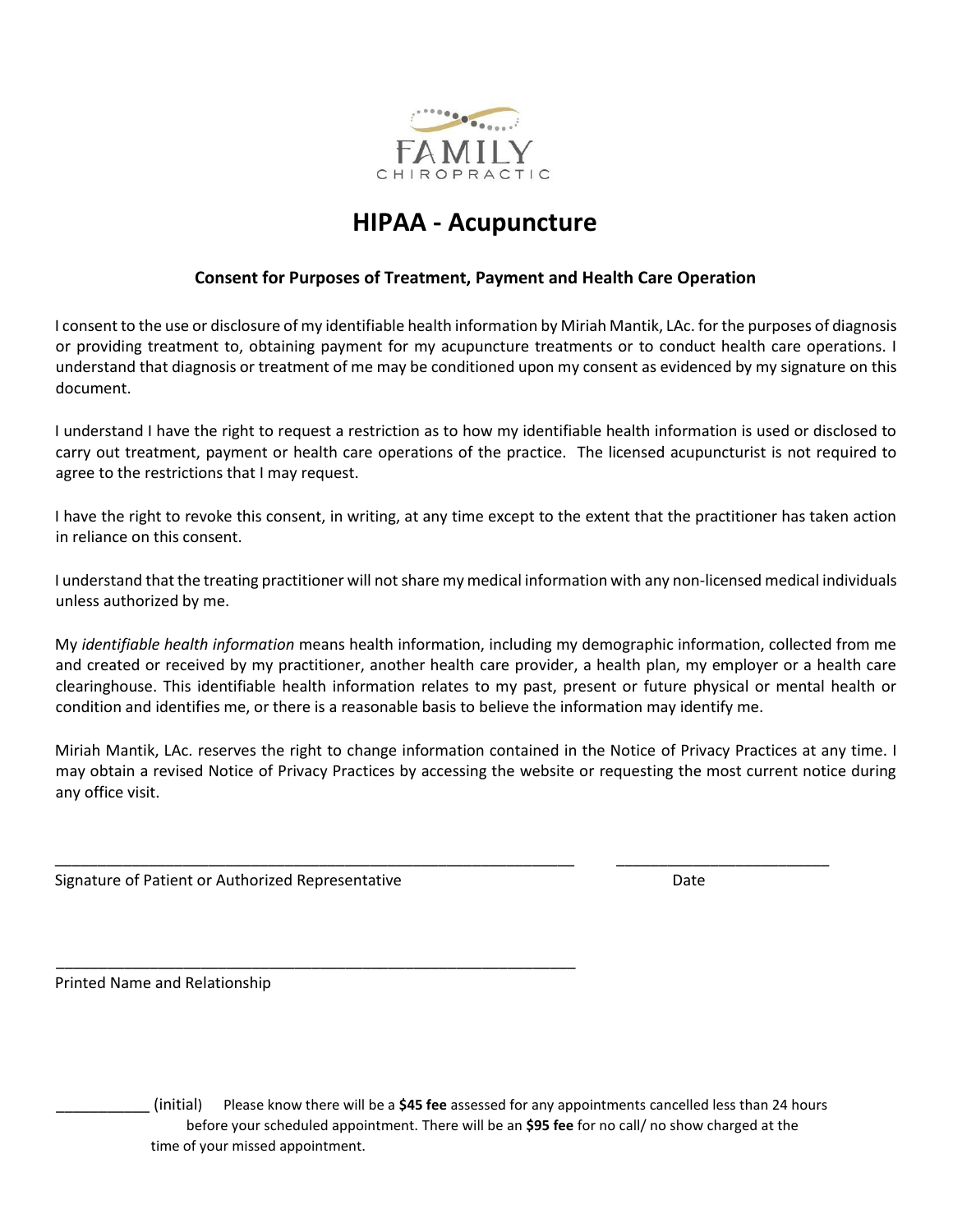FAMILY
CHIROPRACTIC

# HIPAA - Acupuncture

### Consent for Purposes of Treatment, Payment and Health Care Operation

I consent to the use or disclosure of my identifiable health information by Miriah Mantik, LAc. for the purposes of diagnosis or providing treatment to, obtaining payment for my acupuncture treatments or to conduct health care operations. I understand that diagnosis or treatment of me may be conditioned upon my consent as evidenced by my signature on this document.

I understand I have the right to request a restriction as to how my identifiable health information is used or disclosed to carry out treatment, payment or health care operations of the practice. The licensed acupuncturist is not required to agree to the restrictions that I may request.

I have the right to revoke this consent, in writing, at any time except to the extent that the practitioner has taken action in reliance on this consent.

I understand that the treating practitioner will not share my medical information with any non-licensed medical individuals unless authorized by me.

My *identifiable health information* means health information, including my demographic information, collected from me and created or received by my practitioner, another health care provider, a health plan, my employer or a health care clearinghouse. This identifiable health information relates to my past, present or future physical or mental health or condition and identifies me, or there is a reasonable basis to believe the information may identify me.

Miriah Mantik, LAc. reserves the right to change information contained in the Notice of Privacy Practices at any time. I may obtain a revised Notice of Privacy Practices by accessing the website or requesting the most current notice during any office visit.

_______________________________________________________________ _________________________

Signature of Patient or Authorized Representative Date

_______________________________________________________________

Printed Name and Relationship

___________ (initial) Please know there will be a **$45 fee** assessed for any appointments cancelled less than 24 hours before your scheduled appointment. There will be an **$95 fee** for no call/ no show charged at the time of your missed appointment.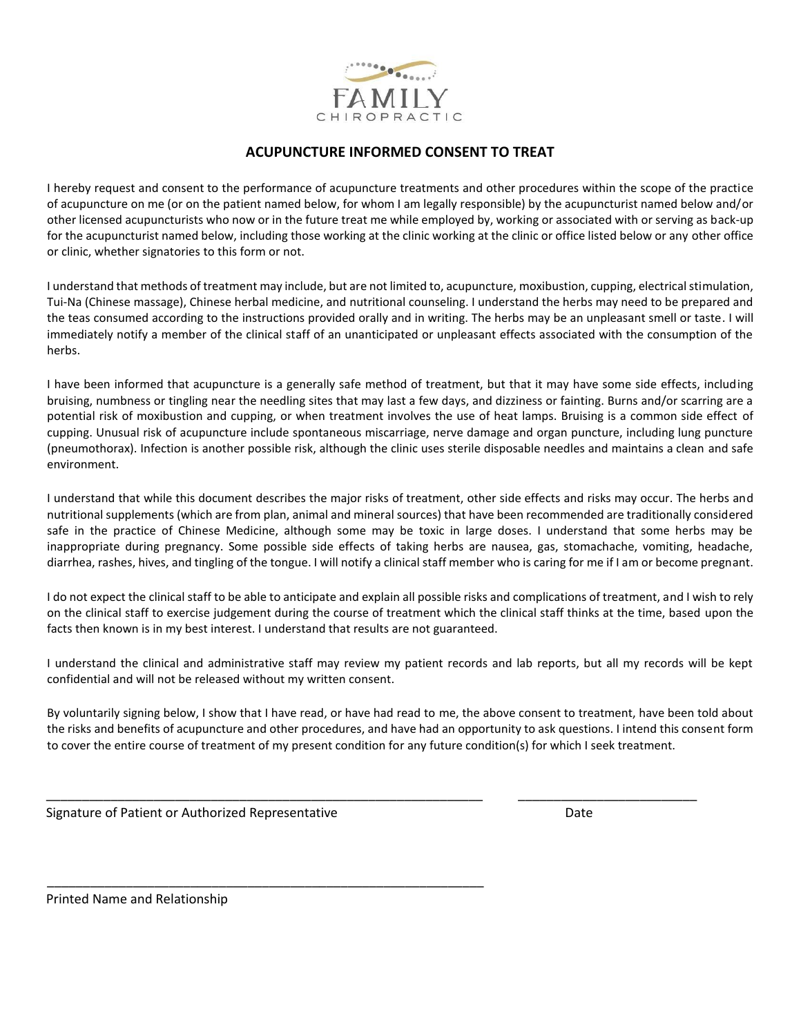FAMILY

CHIROPRACTIC

## ACUPUNCTURE INFORMED CONSENT TO TREAT

I hereby request and consent to the performance of acupuncture treatments and other procedures within the scope of the practice of acupuncture on me (or on the patient named below, for whom I am legally responsible) by the acupuncturist named below and/or other licensed acupuncturists who now or in the future treat me while employed by, working or associated with or serving as back-up for the acupuncturist named below, including those working at the clinic working at the clinic or office listed below or any other office or clinic, whether signatories to this form or not.

I understand that methods of treatment may include, but are not limited to, acupuncture, moxibustion, cupping, electrical stimulation, Tui-Na (Chinese massage), Chinese herbal medicine, and nutritional counseling. I understand the herbs may need to be prepared and the teas consumed according to the instructions provided orally and in writing. The herbs may be an unpleasant smell or taste. I will immediately notify a member of the clinical staff of an unanticipated or unpleasant effects associated with the consumption of the herbs.

I have been informed that acupuncture is a generally safe method of treatment, but that it may have some side effects, including bruising, numbness or tingling near the needling sites that may last a few days, and dizziness or fainting. Burns and/or scarring are a potential risk of moxibustion and cupping, or when treatment involves the use of heat lamps. Bruising is a common side effect of cupping. Unusual risk of acupuncture include spontaneous miscarriage, nerve damage and organ puncture, including lung puncture (pneumothorax). Infection is another possible risk, although the clinic uses sterile disposable needles and maintains a clean and safe environment.

I understand that while this document describes the major risks of treatment, other side effects and risks may occur. The herbs and nutritional supplements (which are from plan, animal and mineral sources) that have been recommended are traditionally considered safe in the practice of Chinese Medicine, although some may be toxic in large doses. I understand that some herbs may be inappropriate during pregnancy. Some possible side effects of taking herbs are nausea, gas, stomachache, vomiting, headache, diarrhea, rashes, hives, and tingling of the tongue. I will notify a clinical staff member who is caring for me if I am or become pregnant.

I do not expect the clinical staff to be able to anticipate and explain all possible risks and complications of treatment, and I wish to rely on the clinical staff to exercise judgement during the course of treatment which the clinical staff thinks at the time, based upon the facts then known is in my best interest. I understand that results are not guaranteed.

I understand the clinical and administrative staff may review my patient records and lab reports, but all my records will be kept confidential and will not be released without my written consent.

By voluntarily signing below, I show that I have read, or have had read to me, the above consent to treatment, have been told about the risks and benefits of acupuncture and other procedures, and have had an opportunity to ask questions. I intend this consent form to cover the entire course of treatment of my present condition for any future condition(s) for which I seek treatment.

_______________________________________________ _____________________

Signature of Patient or Authorized Representative Date

_______________________________________________

Printed Name and Relationship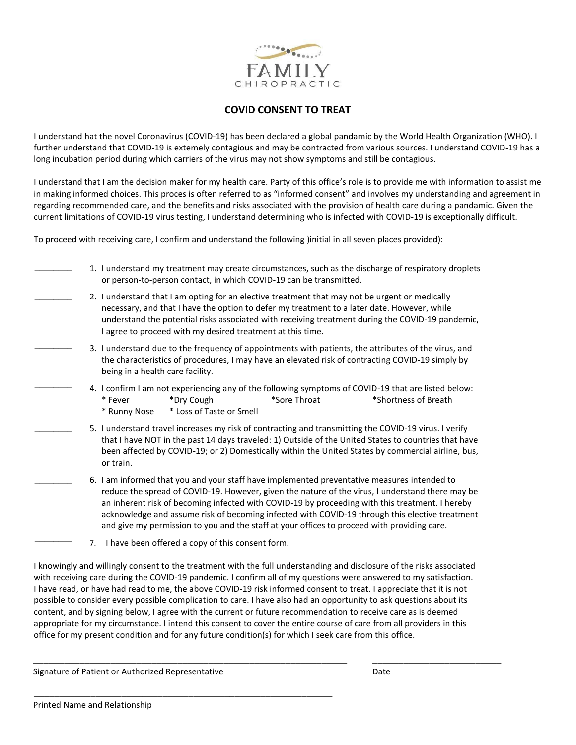FAMILY
CHIROPRACTIC

## COVID CONSENT TO TREAT

I understand hat the novel Coronavirus (COVID-19) has been declared a global pandamic by the World Health Organization (WHO). I further understand that COVID-19 is extemely contagious and may be contracted from various sources. I understand COVID-19 has a long incubation period during which carriers of the virus may not show symptoms and still be contagious.

I understand that I am the decision maker for my health care. Party of this office's role is to provide me with information to assist me in making informed choices. This proces is often referred to as "informed consent" and involves my understanding and agreement in regarding recommended care, and the benefits and risks associated with the provision of health care during a pandamic. Given the current limitations of COVID-19 virus testing, I understand determining who is infected with COVID-19 is exceptionally difficult.

To proceed with receiving care, I confirm and understand the following )initial in all seven places provided):

________ 1. I understand my treatment may create circumstances, such as the discharge of respiratory droplets or person-to-person contact, in which COVID-19 can be transmitted.

________ 2. I understand that I am opting for an elective treatment that may not be urgent or medically necessary, and that I have the option to defer my treatment to a later date. However, while understand the potential risks associated with receiving treatment during the COVID-19 pandemic, I agree to proceed with my desired treatment at this time.

________ 3. I understand due to the frequency of appointments with patients, the attributes of the virus, and the characteristics of procedures, I may have an elevated risk of contracting COVID-19 simply by being in a health care facility.

________ 4. I confirm I am not experiencing any of the following symptoms of COVID-19 that are listed below:
* Fever *Dry Cough *Sore Throat *Shortness of Breath
* Runny Nose * Loss of Taste or Smell

________ 5. I understand travel increases my risk of contracting and transmitting the COVID-19 virus. I verify that I have NOT in the past 14 days traveled: 1) Outside of the United States to countries that have been affected by COVID-19; or 2) Domestically within the United States by commercial airline, bus, or train.

________ 6. I am informed that you and your staff have implemented preventative measures intended to reduce the spread of COVID-19. However, given the nature of the virus, I understand there may be an inherent risk of becoming infected with COVID-19 by proceeding with this treatment. I hereby acknowledge and assume risk of becoming infected with COVID-19 through this elective treatment and give my permission to you and the staff at your offices to proceed with providing care.

________ 7. I have been offered a copy of this consent form.

I knowingly and willingly consent to the treatment with the full understanding and disclosure of the risks associated with receiving care during the COVID-19 pandemic. I confirm all of my questions were answered to my satisfaction. I have read, or have had read to me, the above COVID-19 risk informed consent to treat. I appreciate that it is not possible to consider every possible complication to care. I have also had an opportunity to ask questions about its content, and by signing below, I agree with the current or future recommendation to receive care as is deemed appropriate for my circumstance. I intend this consent to cover the entire course of care from all providers in this office for my present condition and for any future condition(s) for which I seek care from this office.

______________________________________________________________________ ____________________________

Signature of Patient or Authorized Representative Date

_________________________________________________________________

Printed Name and Relationship